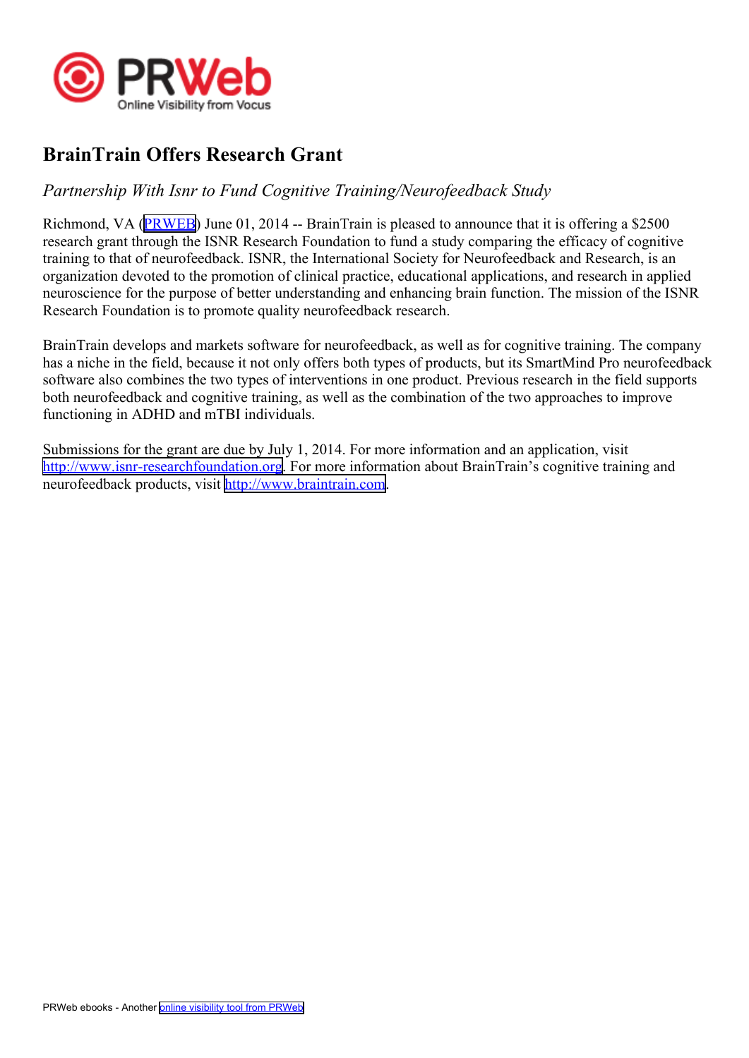# BrainTrain Offers Research Grant

*Partnership With Isnr to Fund Cognitive Training/Neurofeedback Study*

Richmond, VA (PRWEB) June 01, 2014 -- BrainTrain is pleased to announce that it is offering a $2500 research grant through the ISNR Research Foundation to fund a study comparing the efficacy of cognitive training to that of neurofeedback. ISNR, the International Society for Neurofeedback and Research, is an organization devoted to the promotion of clinical practice, educational applications, and research in applied neuroscience for the purpose of better understanding and enhancing brain function. The mission of the ISNR Research Foundation is to promote quality neurofeedback research.

BrainTrain develops and markets software for neurofeedback, as well as for cognitive training. The company has a niche in the field, because it not only offers both types of products, but its SmartMind Pro neurofeedback software also combines the two types of interventions in one product. Previous research in the field supports both neurofeedback and cognitive training, as well as the combination of the two approaches to improve functioning in ADHD and mTBI individuals.

Submissions for the grant are due by July 1, 2014. For more information and an application, visit http://www.isnr-researchfoundation.org. For more information about BrainTrain's cognitive training and neurofeedback products, visit http://www.braintrain.com.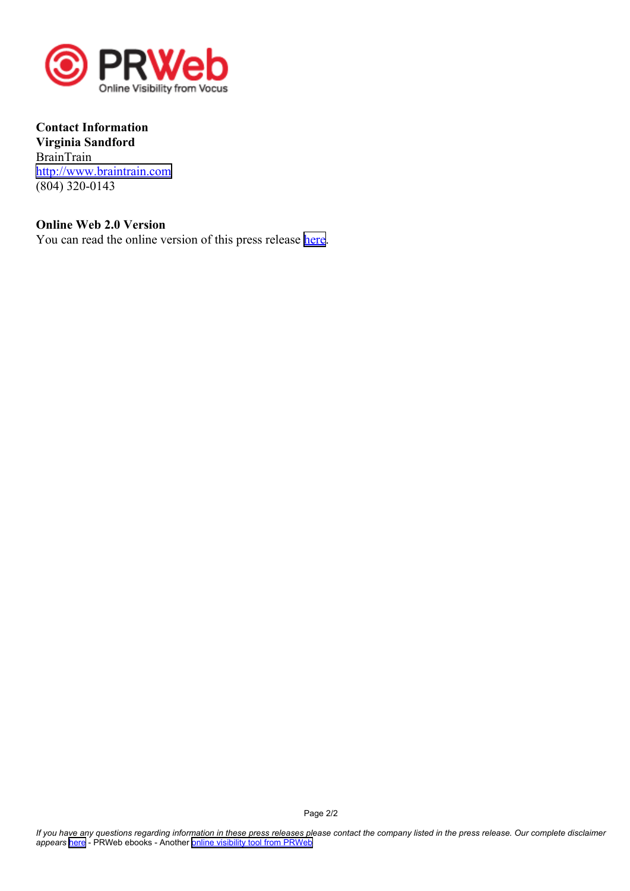**Contact Information**
**Virginia Sandford**
BrainTrain
http://www.braintrain.com
(804) 320-0143

**Online Web 2.0 Version**
You can read the online version of this press release here.

*If you have any questions regarding information in these press releases please contact the company listed in the press release. Our complete disclaimer appears here* - PRWeb ebooks - Another online visibility tool from PRWeb